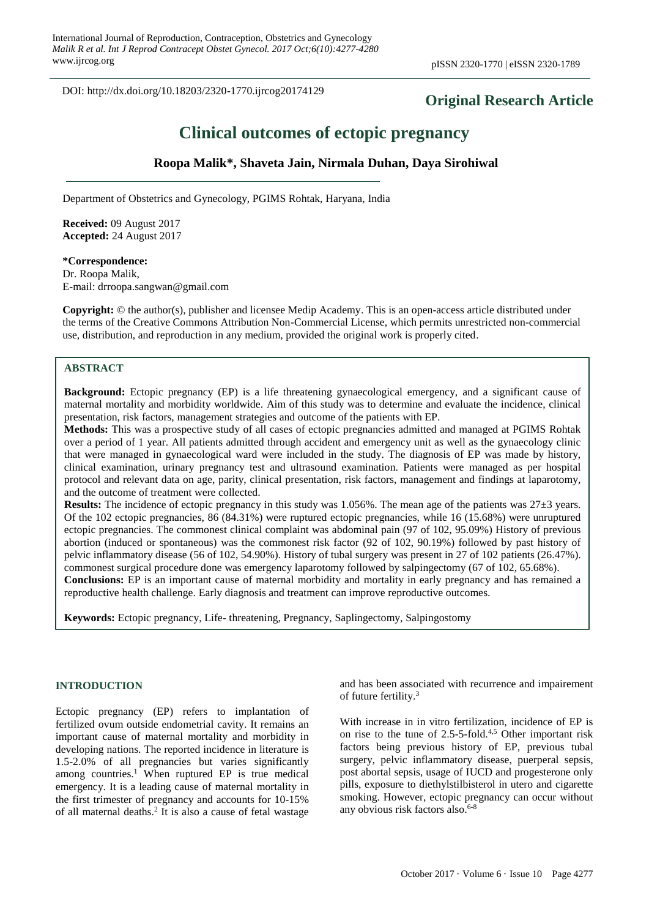DOI: http://dx.doi.org/10.18203/2320-1770.ijrcog20174129

**Original Research Article**

# Clinical outcomes of ectopic pregnancy

**Roopa Malik*, Shaveta Jain, Nirmala Duhan, Daya Sirohiwal**

Department of Obstetrics and Gynecology, PGIMS Rohtak, Haryana, India

**Received:** 09 August 2017
**Accepted:** 24 August 2017

**\*Correspondence:**
Dr. Roopa Malik,
E-mail: drroopa.sangwan@gmail.com

**Copyright:** © the author(s), publisher and licensee Medip Academy. This is an open-access article distributed under the terms of the Creative Commons Attribution Non-Commercial License, which permits unrestricted non-commercial use, distribution, and reproduction in any medium, provided the original work is properly cited.

## ABSTRACT

**Background:** Ectopic pregnancy (EP) is a life threatening gynaecological emergency, and a significant cause of maternal mortality and morbidity worldwide. Aim of this study was to determine and evaluate the incidence, clinical presentation, risk factors, management strategies and outcome of the patients with EP.

**Methods:** This was a prospective study of all cases of ectopic pregnancies admitted and managed at PGIMS Rohtak over a period of 1 year. All patients admitted through accident and emergency unit as well as the gynaecology clinic that were managed in gynaecological ward were included in the study. The diagnosis of EP was made by history, clinical examination, urinary pregnancy test and ultrasound examination. Patients were managed as per hospital protocol and relevant data on age, parity, clinical presentation, risk factors, management and findings at laparotomy, and the outcome of treatment were collected.

**Results:** The incidence of ectopic pregnancy in this study was 1.056%. The mean age of the patients was 27±3 years. Of the 102 ectopic pregnancies, 86 (84.31%) were ruptured ectopic pregnancies, while 16 (15.68%) were unruptured ectopic pregnancies. The commonest clinical complaint was abdominal pain (97 of 102, 95.09%) History of previous abortion (induced or spontaneous) was the commonest risk factor (92 of 102, 90.19%) followed by past history of pelvic inflammatory disease (56 of 102, 54.90%). History of tubal surgery was present in 27 of 102 patients (26.47%). commonest surgical procedure done was emergency laparotomy followed by salpingectomy (67 of 102, 65.68%).

**Conclusions:** EP is an important cause of maternal morbidity and mortality in early pregnancy and has remained a reproductive health challenge. Early diagnosis and treatment can improve reproductive outcomes.

**Keywords:** Ectopic pregnancy, Life- threatening, Pregnancy, Saplingectomy, Salpingostomy

## INTRODUCTION

Ectopic pregnancy (EP) refers to implantation of fertilized ovum outside endometrial cavity. It remains an important cause of maternal mortality and morbidity in developing nations. The reported incidence in literature is 1.5-2.0% of all pregnancies but varies significantly among countries.[1] When ruptured EP is true medical emergency. It is a leading cause of maternal mortality in the first trimester of pregnancy and accounts for 10-15% of all maternal deaths.[2] It is also a cause of fetal wastage and has been associated with recurrence and impairement of future fertility.[3]

With increase in in vitro fertilization, incidence of EP is on rise to the tune of 2.5-5-fold.[4,5] Other important risk factors being previous history of EP, previous tubal surgery, pelvic inflammatory disease, puerperal sepsis, post abortal sepsis, usage of IUCD and progesterone only pills, exposure to diethylstilbisterol in utero and cigarette smoking. However, ectopic pregnancy can occur without any obvious risk factors also.[6-8]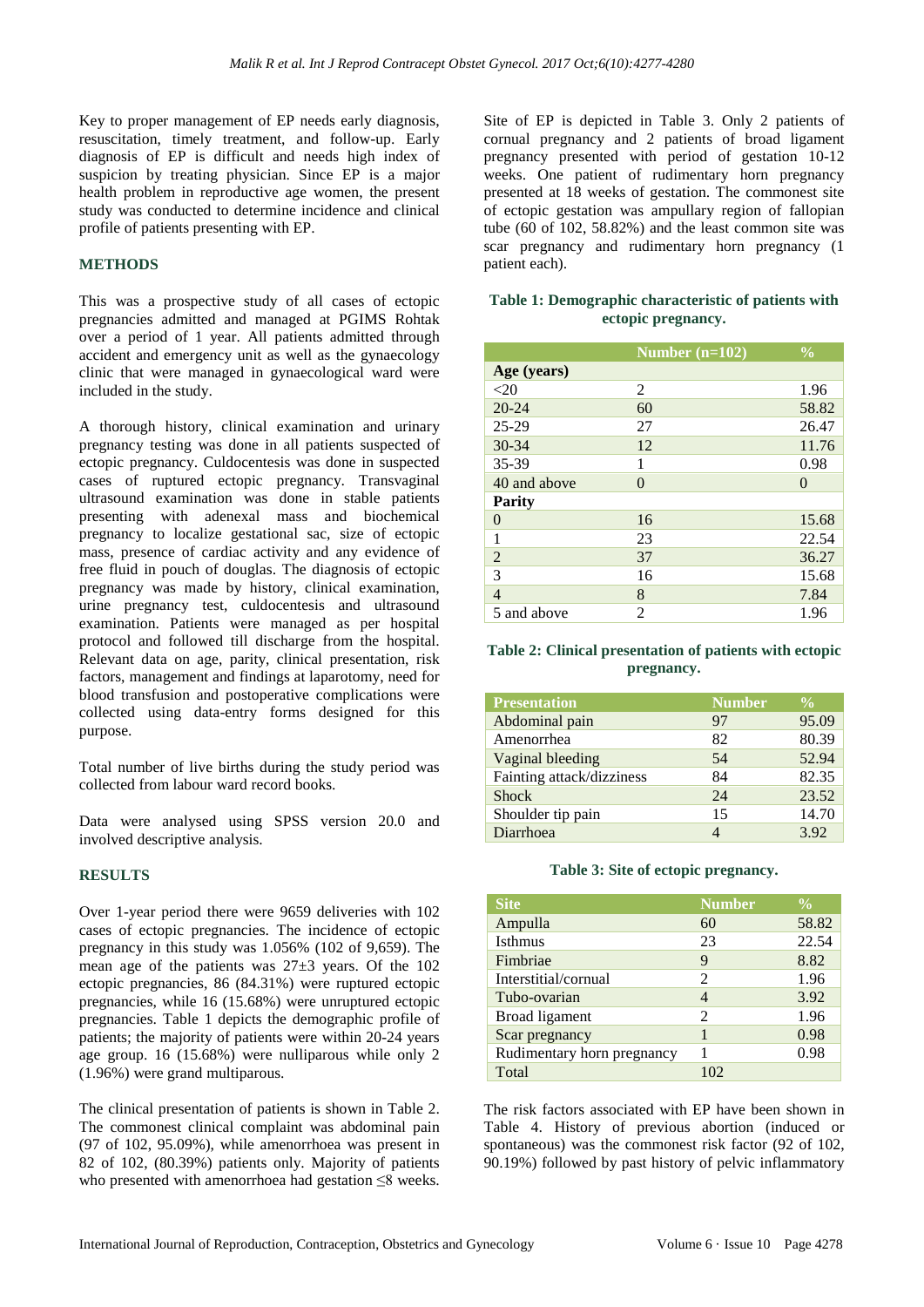Key to proper management of EP needs early diagnosis, resuscitation, timely treatment, and follow-up. Early diagnosis of EP is difficult and needs high index of suspicion by treating physician. Since EP is a major health problem in reproductive age women, the present study was conducted to determine incidence and clinical profile of patients presenting with EP.

## METHODS

This was a prospective study of all cases of ectopic pregnancies admitted and managed at PGIMS Rohtak over a period of 1 year. All patients admitted through accident and emergency unit as well as the gynaecology clinic that were managed in gynaecological ward were included in the study.

A thorough history, clinical examination and urinary pregnancy testing was done in all patients suspected of ectopic pregnancy. Culdocentesis was done in suspected cases of ruptured ectopic pregnancy. Transvaginal ultrasound examination was done in stable patients presenting with adenexal mass and biochemical pregnancy to localize gestational sac, size of ectopic mass, presence of cardiac activity and any evidence of free fluid in pouch of douglas. The diagnosis of ectopic pregnancy was made by history, clinical examination, urine pregnancy test, culdocentesis and ultrasound examination. Patients were managed as per hospital protocol and followed till discharge from the hospital. Relevant data on age, parity, clinical presentation, risk factors, management and findings at laparotomy, need for blood transfusion and postoperative complications were collected using data-entry forms designed for this purpose.

Total number of live births during the study period was collected from labour ward record books.

Data were analysed using SPSS version 20.0 and involved descriptive analysis.

## RESULTS

Over 1-year period there were 9659 deliveries with 102 cases of ectopic pregnancies. The incidence of ectopic pregnancy in this study was 1.056% (102 of 9,659). The mean age of the patients was 27±3 years. Of the 102 ectopic pregnancies, 86 (84.31%) were ruptured ectopic pregnancies, while 16 (15.68%) were unruptured ectopic pregnancies. Table 1 depicts the demographic profile of patients; the majority of patients were within 20-24 years age group. 16 (15.68%) were nulliparous while only 2 (1.96%) were grand multiparous.

The clinical presentation of patients is shown in Table 2. The commonest clinical complaint was abdominal pain (97 of 102, 95.09%), while amenorrhoea was present in 82 of 102, (80.39%) patients only. Majority of patients who presented with amenorrhoea had gestation ≤8 weeks.

Site of EP is depicted in Table 3. Only 2 patients of cornual pregnancy and 2 patients of broad ligament pregnancy presented with period of gestation 10-12 weeks. One patient of rudimentary horn pregnancy presented at 18 weeks of gestation. The commonest site of ectopic gestation was ampullary region of fallopian tube (60 of 102, 58.82%) and the least common site was scar pregnancy and rudimentary horn pregnancy (1 patient each).

**Table 1: Demographic characteristic of patients with ectopic pregnancy.**

| | Number (n=102) | % |
|---|---|---|
| **Age (years)** | | |
| <20 | 2 | 1.96 |
| 20-24 | 60 | 58.82 |
| 25-29 | 27 | 26.47 |
| 30-34 | 12 | 11.76 |
| 35-39 | 1 | 0.98 |
| 40 and above | 0 | 0 |
| **Parity** | | |
| 0 | 16 | 15.68 |
| 1 | 23 | 22.54 |
| 2 | 37 | 36.27 |
| 3 | 16 | 15.68 |
| 4 | 8 | 7.84 |
| 5 and above | 2 | 1.96 |

**Table 2: Clinical presentation of patients with ectopic pregnancy.**

| Presentation | Number | % |
|---|---|---|
| Abdominal pain | 97 | 95.09 |
| Amenorrhea | 82 | 80.39 |
| Vaginal bleeding | 54 | 52.94 |
| Fainting attack/dizziness | 84 | 82.35 |
| Shock | 24 | 23.52 |
| Shoulder tip pain | 15 | 14.70 |
| Diarrhoea | 4 | 3.92 |

**Table 3: Site of ectopic pregnancy.**

| Site | Number | % |
|---|---|---|
| Ampulla | 60 | 58.82 |
| Isthmus | 23 | 22.54 |
| Fimbriae | 9 | 8.82 |
| Interstitial/cornual | 2 | 1.96 |
| Tubo-ovarian | 4 | 3.92 |
| Broad ligament | 2 | 1.96 |
| Scar pregnancy | 1 | 0.98 |
| Rudimentary horn pregnancy | 1 | 0.98 |
| Total | 102 | |

The risk factors associated with EP have been shown in Table 4. History of previous abortion (induced or spontaneous) was the commonest risk factor (92 of 102, 90.19%) followed by past history of pelvic inflammatory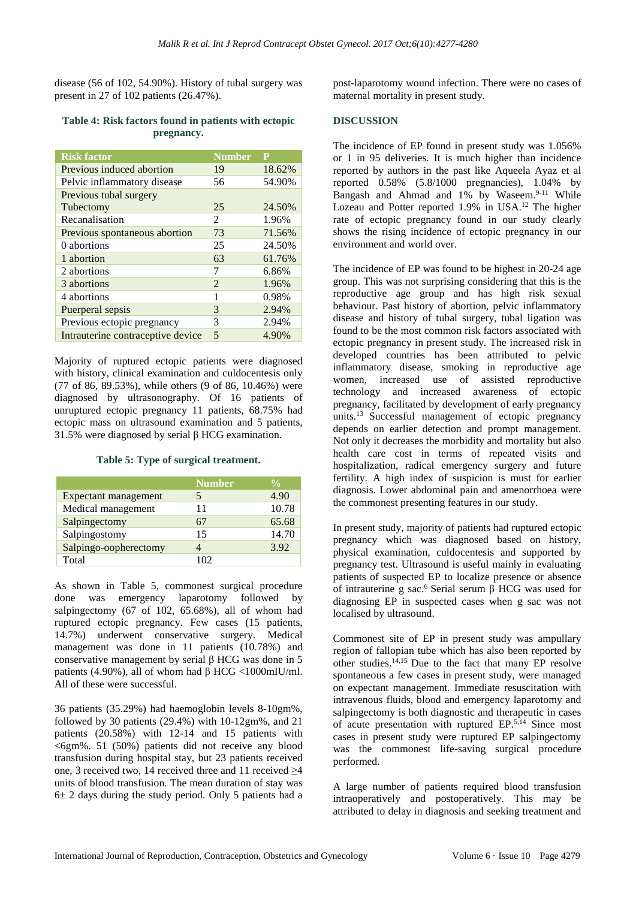disease (56 of 102, 54.90%). History of tubal surgery was present in 27 of 102 patients (26.47%).

**Table 4: Risk factors found in patients with ectopic pregnancy.**

| Risk factor | Number | P |
|---|---|---|
| Previous induced abortion | 19 | 18.62% |
| Pelvic inflammatory disease | 56 | 54.90% |
| Previous tubal surgery | | |
| Tubectomy | 25 | 24.50% |
| Recanalisation | 2 | 1.96% |
| Previous spontaneous abortion | 73 | 71.56% |
| 0 abortions | 25 | 24.50% |
| 1 abortion | 63 | 61.76% |
| 2 abortions | 7 | 6.86% |
| 3 abortions | 2 | 1.96% |
| 4 abortions | 1 | 0.98% |
| Puerperal sepsis | 3 | 2.94% |
| Previous ectopic pregnancy | 3 | 2.94% |
| Intrauterine contraceptive device | 5 | 4.90% |

Majority of ruptured ectopic patients were diagnosed with history, clinical examination and culdocentesis only (77 of 86, 89.53%), while others (9 of 86, 10.46%) were diagnosed by ultrasonography. Of 16 patients of unruptured ectopic pregnancy 11 patients, 68.75% had ectopic mass on ultrasound examination and 5 patients, 31.5% were diagnosed by serial β HCG examination.

**Table 5: Type of surgical treatment.**

| | Number | % |
|---|---|---|
| Expectant management | 5 | 4.90 |
| Medical management | 11 | 10.78 |
| Salpingectomy | 67 | 65.68 |
| Salpingostomy | 15 | 14.70 |
| Salpingo-oopherectomy | 4 | 3.92 |
| Total | 102 | |

As shown in Table 5, commonest surgical procedure done was emergency laparotomy followed by salpingectomy (67 of 102, 65.68%), all of whom had ruptured ectopic pregnancy. Few cases (15 patients, 14.7%) underwent conservative surgery. Medical management was done in 11 patients (10.78%) and conservative management by serial β HCG was done in 5 patients (4.90%), all of whom had β HCG <1000mIU/ml. All of these were successful.

36 patients (35.29%) had haemoglobin levels 8-10gm%, followed by 30 patients (29.4%) with 10-12gm%, and 21 patients (20.58%) with 12-14 and 15 patients with <6gm%. 51 (50%) patients did not receive any blood transfusion during hospital stay, but 23 patients received one, 3 received two, 14 received three and 11 received ≥4 units of blood transfusion. The mean duration of stay was 6± 2 days during the study period. Only 5 patients had a post-laparotomy wound infection. There were no cases of maternal mortality in present study.

## DISCUSSION

The incidence of EP found in present study was 1.056% or 1 in 95 deliveries. It is much higher than incidence reported by authors in the past like Aqueela Ayaz et al reported 0.58% (5.8/1000 pregnancies), 1.04% by Bangash and Ahmad and 1% by Waseem.[9-11] While Lozeau and Potter reported 1.9% in USA.[12] The higher rate of ectopic pregnancy found in our study clearly shows the rising incidence of ectopic pregnancy in our environment and world over.

The incidence of EP was found to be highest in 20-24 age group. This was not surprising considering that this is the reproductive age group and has high risk sexual behaviour. Past history of abortion, pelvic inflammatory disease and history of tubal surgery, tubal ligation was found to be the most common risk factors associated with ectopic pregnancy in present study. The increased risk in developed countries has been attributed to pelvic inflammatory disease, smoking in reproductive age women, increased use of assisted reproductive technology and increased awareness of ectopic pregnancy, facilitated by development of early pregnancy units.[13] Successful management of ectopic pregnancy depends on earlier detection and prompt management. Not only it decreases the morbidity and mortality but also health care cost in terms of repeated visits and hospitalization, radical emergency surgery and future fertility. A high index of suspicion is must for earlier diagnosis. Lower abdominal pain and amenorrhoea were the commonest presenting features in our study.

In present study, majority of patients had ruptured ectopic pregnancy which was diagnosed based on history, physical examination, culdocentesis and supported by pregnancy test. Ultrasound is useful mainly in evaluating patients of suspected EP to localize presence or absence of intrauterine g sac.[6] Serial serum β HCG was used for diagnosing EP in suspected cases when g sac was not localised by ultrasound.

Commonest site of EP in present study was ampullary region of fallopian tube which has also been reported by other studies.[14,15] Due to the fact that many EP resolve spontaneous a few cases in present study, were managed on expectant management. Immediate resuscitation with intravenous fluids, blood and emergency laparotomy and salpingectomy is both diagnostic and therapeutic in cases of acute presentation with ruptured EP.[5,14] Since most cases in present study were ruptured EP salpingectomy was the commonest life-saving surgical procedure performed.

A large number of patients required blood transfusion intraoperatively and postoperatively. This may be attributed to delay in diagnosis and seeking treatment and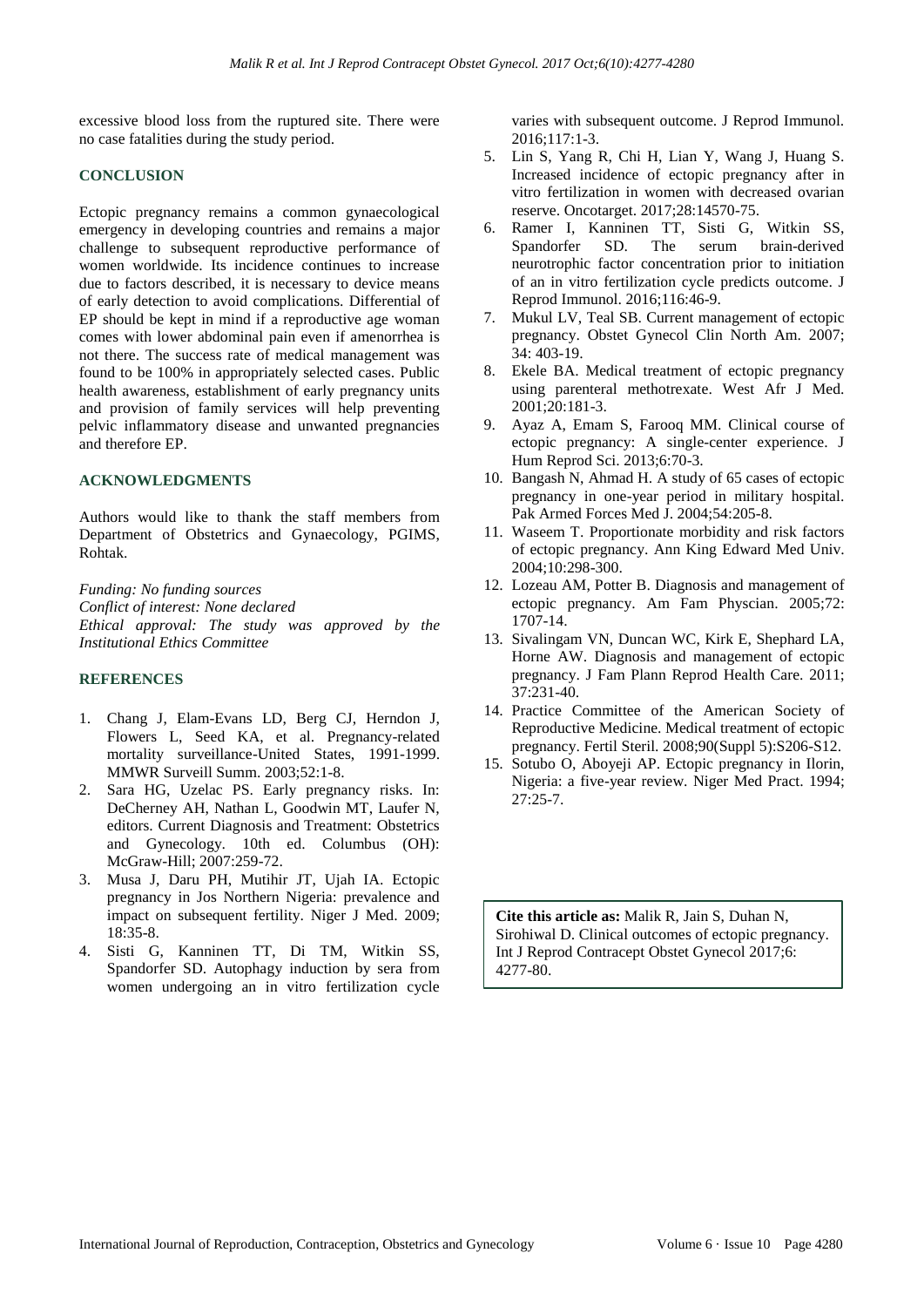excessive blood loss from the ruptured site. There were no case fatalities during the study period.

## CONCLUSION

Ectopic pregnancy remains a common gynaecological emergency in developing countries and remains a major challenge to subsequent reproductive performance of women worldwide. Its incidence continues to increase due to factors described, it is necessary to device means of early detection to avoid complications. Differential of EP should be kept in mind if a reproductive age woman comes with lower abdominal pain even if amenorrhea is not there. The success rate of medical management was found to be 100% in appropriately selected cases. Public health awareness, establishment of early pregnancy units and provision of family services will help preventing pelvic inflammatory disease and unwanted pregnancies and therefore EP.

## ACKNOWLEDGMENTS

Authors would like to thank the staff members from Department of Obstetrics and Gynaecology, PGIMS, Rohtak.

*Funding: No funding sources*
*Conflict of interest: None declared*
*Ethical approval: The study was approved by the Institutional Ethics Committee*

## REFERENCES

1. Chang J, Elam-Evans LD, Berg CJ, Herndon J, Flowers L, Seed KA, et al. Pregnancy-related mortality surveillance-United States, 1991-1999. MMWR Surveill Summ. 2003;52:1-8.
2. Sara HG, Uzelac PS. Early pregnancy risks. In: DeCherney AH, Nathan L, Goodwin MT, Laufer N, editors. Current Diagnosis and Treatment: Obstetrics and Gynecology. 10th ed. Columbus (OH): McGraw-Hill; 2007:259-72.
3. Musa J, Daru PH, Mutihir JT, Ujah IA. Ectopic pregnancy in Jos Northern Nigeria: prevalence and impact on subsequent fertility. Niger J Med. 2009; 18:35-8.
4. Sisti G, Kanninen TT, Di TM, Witkin SS, Spandorfer SD. Autophagy induction by sera from women undergoing an in vitro fertilization cycle varies with subsequent outcome. J Reprod Immunol. 2016;117:1-3.
5. Lin S, Yang R, Chi H, Lian Y, Wang J, Huang S. Increased incidence of ectopic pregnancy after in vitro fertilization in women with decreased ovarian reserve. Oncotarget. 2017;28:14570-75.
6. Ramer I, Kanninen TT, Sisti G, Witkin SS, Spandorfer SD. The serum brain-derived neurotrophic factor concentration prior to initiation of an in vitro fertilization cycle predicts outcome. J Reprod Immunol. 2016;116:46-9.
7. Mukul LV, Teal SB. Current management of ectopic pregnancy. Obstet Gynecol Clin North Am. 2007; 34: 403-19.
8. Ekele BA. Medical treatment of ectopic pregnancy using parenteral methotrexate. West Afr J Med. 2001;20:181-3.
9. Ayaz A, Emam S, Farooq MM. Clinical course of ectopic pregnancy: A single-center experience. J Hum Reprod Sci. 2013;6:70-3.
10. Bangash N, Ahmad H. A study of 65 cases of ectopic pregnancy in one-year period in military hospital. Pak Armed Forces Med J. 2004;54:205-8.
11. Waseem T. Proportionate morbidity and risk factors of ectopic pregnancy. Ann King Edward Med Univ. 2004;10:298-300.
12. Lozeau AM, Potter B. Diagnosis and management of ectopic pregnancy. Am Fam Physcian. 2005;72: 1707-14.
13. Sivalingam VN, Duncan WC, Kirk E, Shephard LA, Horne AW. Diagnosis and management of ectopic pregnancy. J Fam Plann Reprod Health Care. 2011; 37:231-40.
14. Practice Committee of the American Society of Reproductive Medicine. Medical treatment of ectopic pregnancy. Fertil Steril. 2008;90(Suppl 5):S206-S12.
15. Sotubo O, Aboyeji AP. Ectopic pregnancy in Ilorin, Nigeria: a five-year review. Niger Med Pract. 1994; 27:25-7.

**Cite this article as:** Malik R, Jain S, Duhan N, Sirohiwal D. Clinical outcomes of ectopic pregnancy. Int J Reprod Contracept Obstet Gynecol 2017;6: 4277-80.